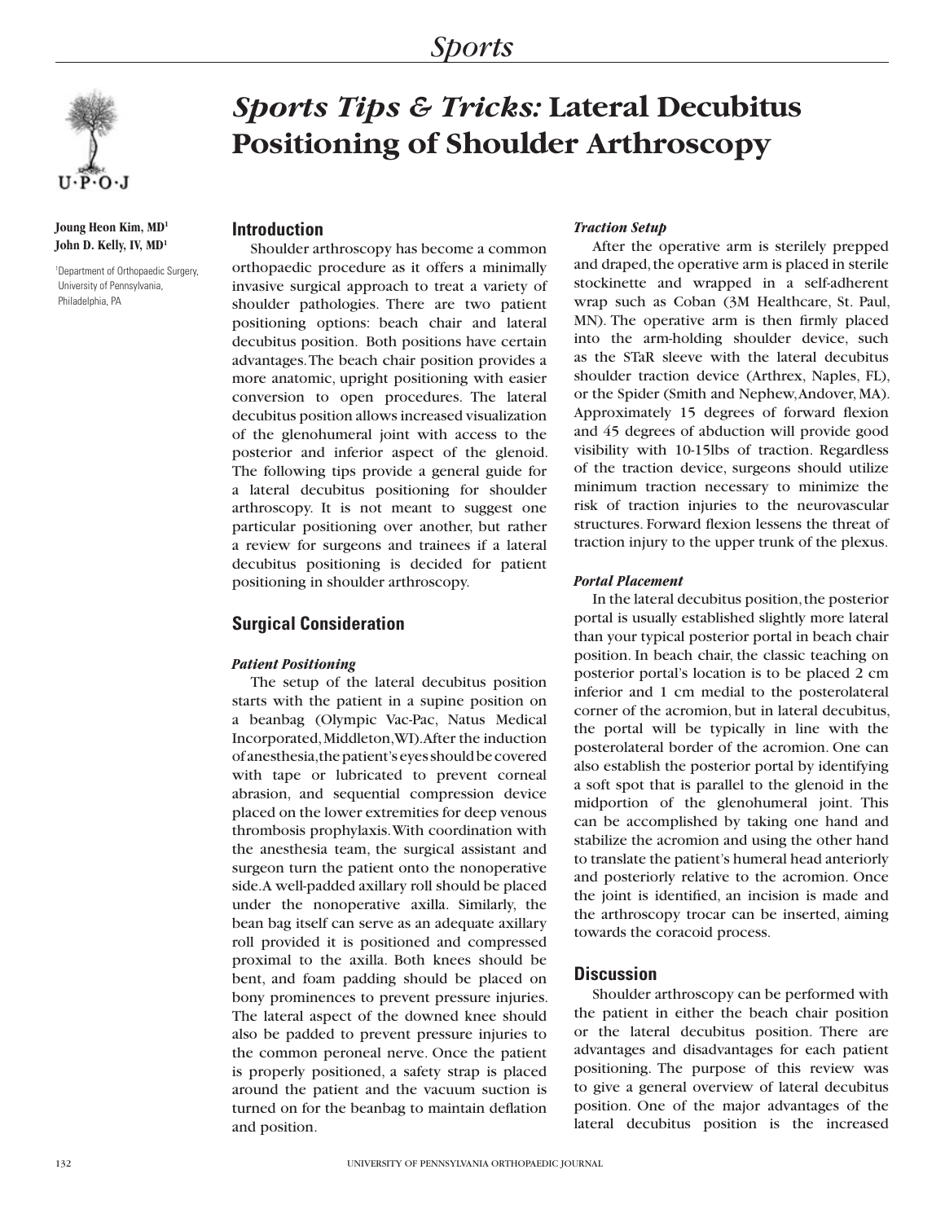# Sports Tips & Tricks: Lateral Decubitus Positioning of Shoulder Arthroscopy

**Joung Heon Kim, MD[1]**
**John D. Kelly, IV, MD[1]**

[1]Department of Orthopaedic Surgery, University of Pennsylvania, Philadelphia, PA

## Introduction

Shoulder arthroscopy has become a common orthopaedic procedure as it offers a minimally invasive surgical approach to treat a variety of shoulder pathologies. There are two patient positioning options: beach chair and lateral decubitus position. Both positions have certain advantages. The beach chair position provides a more anatomic, upright positioning with easier conversion to open procedures. The lateral decubitus position allows increased visualization of the glenohumeral joint with access to the posterior and inferior aspect of the glenoid. The following tips provide a general guide for a lateral decubitus positioning for shoulder arthroscopy. It is not meant to suggest one particular positioning over another, but rather a review for surgeons and trainees if a lateral decubitus positioning is decided for patient positioning in shoulder arthroscopy.

## Surgical Consideration

### *Patient Positioning*

The setup of the lateral decubitus position starts with the patient in a supine position on a beanbag (Olympic Vac-Pac, Natus Medical Incorporated, Middleton, WI). After the induction of anesthesia, the patient's eyes should be covered with tape or lubricated to prevent corneal abrasion, and sequential compression device placed on the lower extremities for deep venous thrombosis prophylaxis. With coordination with the anesthesia team, the surgical assistant and surgeon turn the patient onto the nonoperative side. A well-padded axillary roll should be placed under the nonoperative axilla. Similarly, the bean bag itself can serve as an adequate axillary roll provided it is positioned and compressed proximal to the axilla. Both knees should be bent, and foam padding should be placed on bony prominences to prevent pressure injuries. The lateral aspect of the downed knee should also be padded to prevent pressure injuries to the common peroneal nerve. Once the patient is properly positioned, a safety strap is placed around the patient and the vacuum suction is turned on for the beanbag to maintain deflation and position.

### *Traction Setup*

After the operative arm is sterilely prepped and draped, the operative arm is placed in sterile stockinette and wrapped in a self-adherent wrap such as Coban (3M Healthcare, St. Paul, MN). The operative arm is then firmly placed into the arm-holding shoulder device, such as the STaR sleeve with the lateral decubitus shoulder traction device (Arthrex, Naples, FL), or the Spider (Smith and Nephew, Andover, MA). Approximately 15 degrees of forward flexion and 45 degrees of abduction will provide good visibility with 10-15lbs of traction. Regardless of the traction device, surgeons should utilize minimum traction necessary to minimize the risk of traction injuries to the neurovascular structures. Forward flexion lessens the threat of traction injury to the upper trunk of the plexus.

### *Portal Placement*

In the lateral decubitus position, the posterior portal is usually established slightly more lateral than your typical posterior portal in beach chair position. In beach chair, the classic teaching on posterior portal's location is to be placed 2 cm inferior and 1 cm medial to the posterolateral corner of the acromion, but in lateral decubitus, the portal will be typically in line with the posterolateral border of the acromion. One can also establish the posterior portal by identifying a soft spot that is parallel to the glenoid in the midportion of the glenohumeral joint. This can be accomplished by taking one hand and stabilize the acromion and using the other hand to translate the patient's humeral head anteriorly and posteriorly relative to the acromion. Once the joint is identified, an incision is made and the arthroscopy trocar can be inserted, aiming towards the coracoid process.

## Discussion

Shoulder arthroscopy can be performed with the patient in either the beach chair position or the lateral decubitus position. There are advantages and disadvantages for each patient positioning. The purpose of this review was to give a general overview of lateral decubitus position. One of the major advantages of the lateral decubitus position is the increased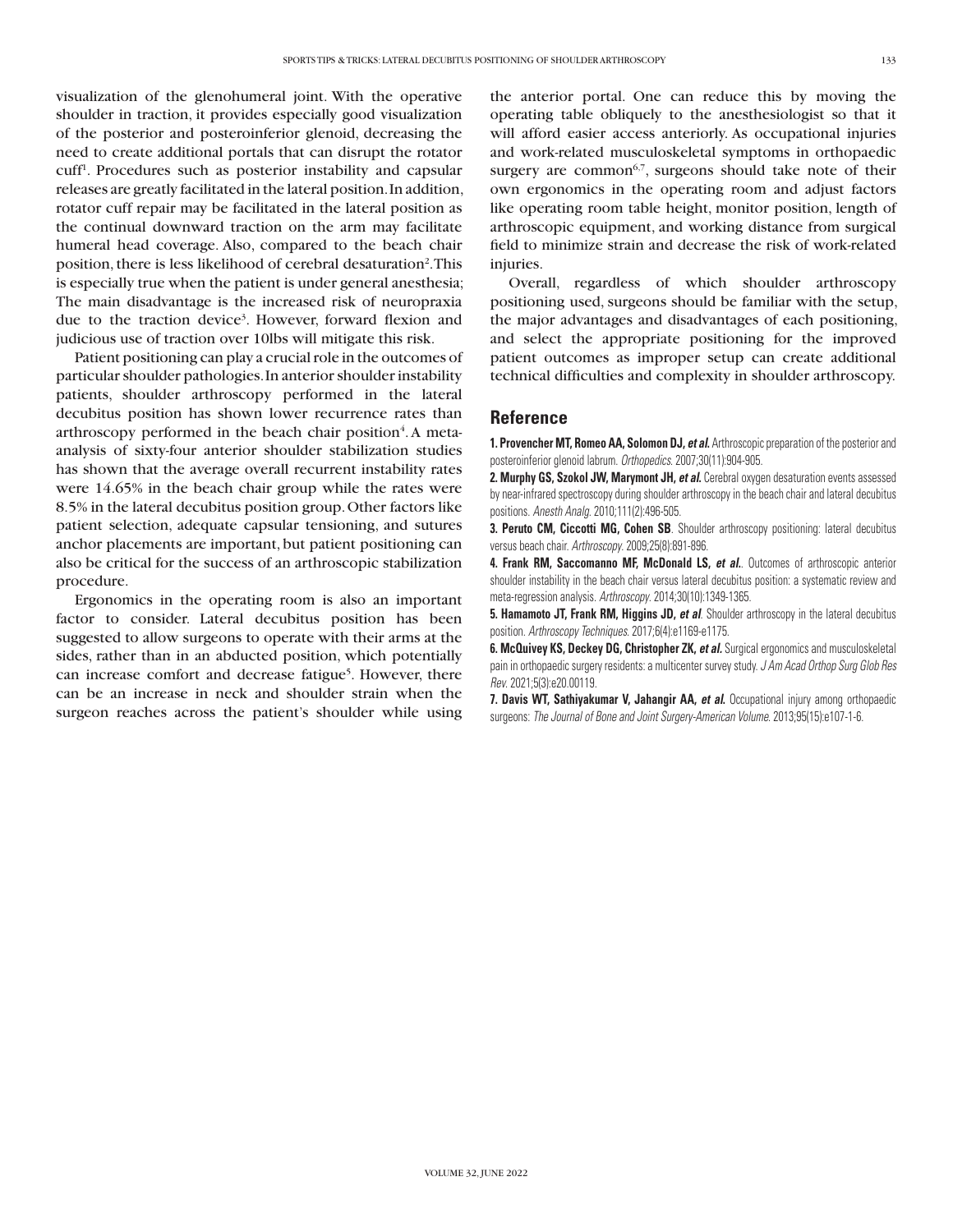visualization of the glenohumeral joint. With the operative shoulder in traction, it provides especially good visualization of the posterior and posteroinferior glenoid, decreasing the need to create additional portals that can disrupt the rotator cuff[1]. Procedures such as posterior instability and capsular releases are greatly facilitated in the lateral position. In addition, rotator cuff repair may be facilitated in the lateral position as the continual downward traction on the arm may facilitate humeral head coverage. Also, compared to the beach chair position, there is less likelihood of cerebral desaturation[2]. This is especially true when the patient is under general anesthesia; The main disadvantage is the increased risk of neuropraxia due to the traction device[3]. However, forward flexion and judicious use of traction over 10lbs will mitigate this risk.

Patient positioning can play a crucial role in the outcomes of particular shoulder pathologies. In anterior shoulder instability patients, shoulder arthroscopy performed in the lateral decubitus position has shown lower recurrence rates than arthroscopy performed in the beach chair position[4]. A meta-analysis of sixty-four anterior shoulder stabilization studies has shown that the average overall recurrent instability rates were 14.65% in the beach chair group while the rates were 8.5% in the lateral decubitus position group. Other factors like patient selection, adequate capsular tensioning, and sutures anchor placements are important, but patient positioning can also be critical for the success of an arthroscopic stabilization procedure.

Ergonomics in the operating room is also an important factor to consider. Lateral decubitus position has been suggested to allow surgeons to operate with their arms at the sides, rather than in an abducted position, which potentially can increase comfort and decrease fatigue[5]. However, there can be an increase in neck and shoulder strain when the surgeon reaches across the patient's shoulder while using the anterior portal. One can reduce this by moving the operating table obliquely to the anesthesiologist so that it will afford easier access anteriorly. As occupational injuries and work-related musculoskeletal symptoms in orthopaedic surgery are common[6,7], surgeons should take note of their own ergonomics in the operating room and adjust factors like operating room table height, monitor position, length of arthroscopic equipment, and working distance from surgical field to minimize strain and decrease the risk of work-related injuries.

Overall, regardless of which shoulder arthroscopy positioning used, surgeons should be familiar with the setup, the major advantages and disadvantages of each positioning, and select the appropriate positioning for the improved patient outcomes as improper setup can create additional technical difficulties and complexity in shoulder arthroscopy.

## Reference

**1. Provencher MT, Romeo AA, Solomon DJ, *et al.*** Arthroscopic preparation of the posterior and posteroinferior glenoid labrum. *Orthopedics.* 2007;30(11):904-905.

**2. Murphy GS, Szokol JW, Marymont JH, *et al.*** Cerebral oxygen desaturation events assessed by near-infrared spectroscopy during shoulder arthroscopy in the beach chair and lateral decubitus positions. *Anesth Analg.* 2010;111(2):496-505.

**3. Peruto CM, Ciccotti MG, Cohen SB**. Shoulder arthroscopy positioning: lateral decubitus versus beach chair. *Arthroscopy.* 2009;25(8):891-896.

**4. Frank RM, Saccomanno MF, McDonald LS, *et al.***. Outcomes of arthroscopic anterior shoulder instability in the beach chair versus lateral decubitus position: a systematic review and meta-regression analysis. *Arthroscopy.* 2014;30(10):1349-1365.

**5. Hamamoto JT, Frank RM, Higgins JD, *et al.*** Shoulder arthroscopy in the lateral decubitus position. *Arthroscopy Techniques.* 2017;6(4):e1169-e1175.

**6. McQuivey KS, Deckey DG, Christopher ZK, *et al.*** Surgical ergonomics and musculoskeletal pain in orthopaedic surgery residents: a multicenter survey study. *J Am Acad Orthop Surg Glob Res Rev.* 2021;5(3):e20.00119.

**7. Davis WT, Sathiyakumar V, Jahangir AA, *et al.*** Occupational injury among orthopaedic surgeons: *The Journal of Bone and Joint Surgery-American Volume.* 2013;95(15):e107-1-6.